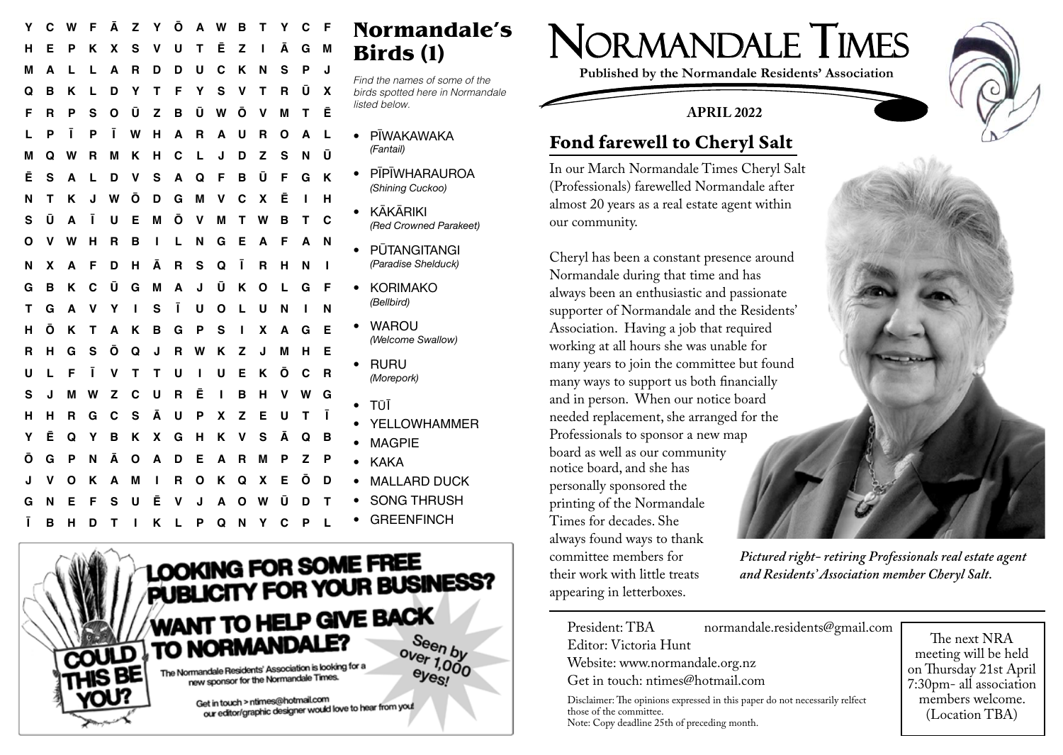# NORMANDALE TIMES

**Published by the Normandale Residents' Association**

**APRIL 2022**

## Fond farewell to Cheryl Salt

In our March Normandale Times Cheryl Salt (Professionals) farewelled Normandale after almost 20 years as a real estate agent within our community.

Cheryl has been a constant presence around Normandale during that time and has always been an enthusiastic and passionate supporter of Normandale and the Residents' Association. Having a job that required working at all hours she was unable for many years to join the committee but found many ways to support us both financially and in person. When our notice board needed replacement, she arranged for the Professionals to sponsor a new map board as well as our community notice board, and she has personally sponsored the printing of the Normandale Times for decades. She always found ways to thank committee members for their work with little treats appearing in letterboxes.

*Pictured right- retiring Professionals real estate agent and Residents' Association member Cheryl Salt.*

President: TBA normandale.residents@gmail.com
Editor: Victoria Hunt
Website: www.normandale.org.nz
Get in touch: ntimes@hotmail.com

Disclaimer: The opinions expressed in this paper do not necessarily relfect those of the committee.
Note: Copy deadline 25th of preceding month.

The next NRA meeting will be held on Thursday 21st April 7:30pm- all association members welcome. (Location TBA)

## Normandale's Birds (1)

*Find the names of some of the birds spotted here in Normandale listed below.*

```
Y C W F Ā Z Y Ō A W B T Y C F
H E P K X S V U T Ē Z I Ā G M
M A L L A R D D U C K N S P J
Q B K L D Y T F Y S V T R Ū X
F R P S O Ū Z B Ū W Ō V M T Ē
L P Ī P Ī W H A R A U R O A L
M Q W R M K H C L J D Z S N Ū
Ē S A L D V S A Q F B Ū F G K
N T K J W Ō D G M V C X Ē I H
S Ū A Ī U E M Ō V M T W B T C
O V W H R B I L N G E A F A N
N X A F D H Ā R S Q Ī R H N I
G B K C Ū G M A J Ū K O L G F
T G A V Y I S Ī U O L U N I N
H Ō K T A K B G P S I X A G E
R H G S Ō Q J R W K Z J M H E
U L F Ī V T T U I U E K Ō C R
S J M W Z C U R Ē I B H V W G
H H R G C S Ā U P X Z E U T Ī
Y Ē Q Y B K X G H K V S Ā Q B
Ō G P N Ā O A D E A R M P Z P
J V O K A M I R O K Q X E Ō D
G N E F S U Ē V J A O W Ū D T
Ī B H D T I K L P Q N Y C P L
```

- PĪWAKAWAKA *(Fantail)*
- PĪPĪWHARAUROA *(Shining Cuckoo)*
- KĀKĀRIKI *(Red Crowned Parakeet)*
- PŪTANGITANGI *(Paradise Shelduck)*
- KORIMAKO *(Bellbird)*
- WAROU *(Welcome Swallow)*
- RURU *(Morepork)*
- TŪĪ
- YELLOWHAMMER
- MAGPIE
- KAKA
- MALLARD DUCK
- SONG THRUSH
- GREENFINCH

**LOOKING FOR SOME FREE PUBLICITY FOR YOUR BUSINESS?**

**WANT TO HELP GIVE BACK TO NORMANDALE?**

**COULD THIS BE YOU?**

Seen by over 1,000 eyes!

The Normandale Residents' Association is looking for a new sponsor for the Normandale Times.

Get in touch > ntimes@hotmail.com
our editor/graphic designer would love to hear from you!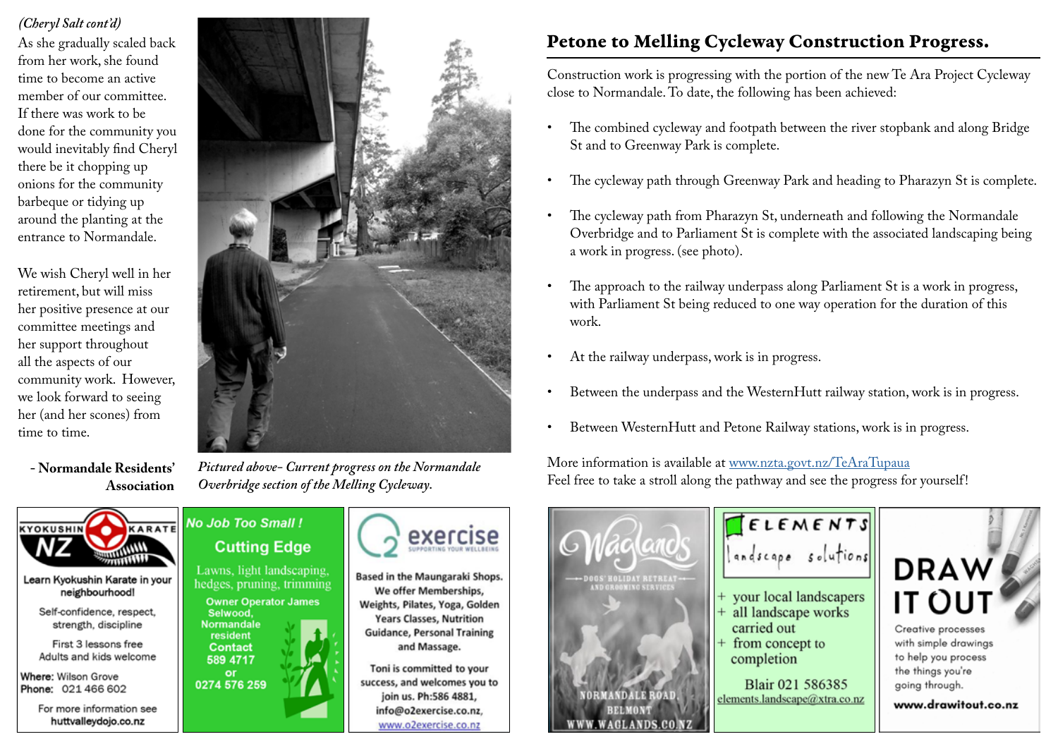*(Cheryl Salt cont'd)*

As she gradually scaled back from her work, she found time to become an active member of our committee. If there was work to be done for the community you would inevitably find Cheryl there be it chopping up onions for the community barbeque or tidying up around the planting at the entrance to Normandale.

We wish Cheryl well in her retirement, but will miss her positive presence at our committee meetings and her support throughout all the aspects of our community work. However, we look forward to seeing her (and her scones) from time to time.

**- Normandale Residents' Association**

*Pictured above- Current progress on the Normandale Overbridge section of the Melling Cycleway.*

## Petone to Melling Cycleway Construction Progress.

Construction work is progressing with the portion of the new Te Ara Project Cycleway close to Normandale. To date, the following has been achieved:

- The combined cycleway and footpath between the river stopbank and along Bridge St and to Greenway Park is complete.
- The cycleway path through Greenway Park and heading to Pharazyn St is complete.
- The cycleway path from Pharazyn St, underneath and following the Normandale Overbridge and to Parliament St is complete with the associated landscaping being a work in progress. (see photo).
- The approach to the railway underpass along Parliament St is a work in progress, with Parliament St being reduced to one way operation for the duration of this work.
- At the railway underpass, work is in progress.
- Between the underpass and the WesternHutt railway station, work is in progress.
- Between WesternHutt and Petone Railway stations, work is in progress.

More information is available at www.nzta.govt.nz/TeAraTupaua
Feel free to take a stroll along the pathway and see the progress for yourself!

**KYOKUSHIN KARATE NZ**

Learn Kyokushin Karate in your neighbourhood!

Self-confidence, respect, strength, discipline

First 3 lessons free
Adults and kids welcome

**Where:** Wilson Grove
**Phone:** 021 466 602

For more information see huttvalleydojo.co.nz

**No Job Too Small !**

**Cutting Edge**

Lawns, light landscaping, hedges, pruning, trimming

Owner Operator James Selwood, Normandale resident
Contact 589 4717 or 0274 576 259

**O2 exercise** SUPPORTING YOUR WELLBEING

Based in the Maungaraki Shops. We offer Memberships, Weights, Pilates, Yoga, Golden Years Classes, Nutrition Guidance, Personal Training and Massage.

Toni is committed to your success, and welcomes you to join us. Ph:586 4881, info@o2exercise.co.nz, www.o2exercise.co.nz

**Waglands**

DOGS' HOLIDAY RETREAT AND GROOMING SERVICES

NORMANDALE ROAD, BELMONT
WWW.WAGLANDS.CO.NZ

**ELEMENTS landscape solutions**

+ your local landscapers
+ all landscape works carried out
+ from concept to completion

Blair 021 586385
elements.landscape@xtra.co.nz

**DRAW IT OUT**

Creative processes with simple drawings to help you process the things you're going through.

www.drawitout.co.nz